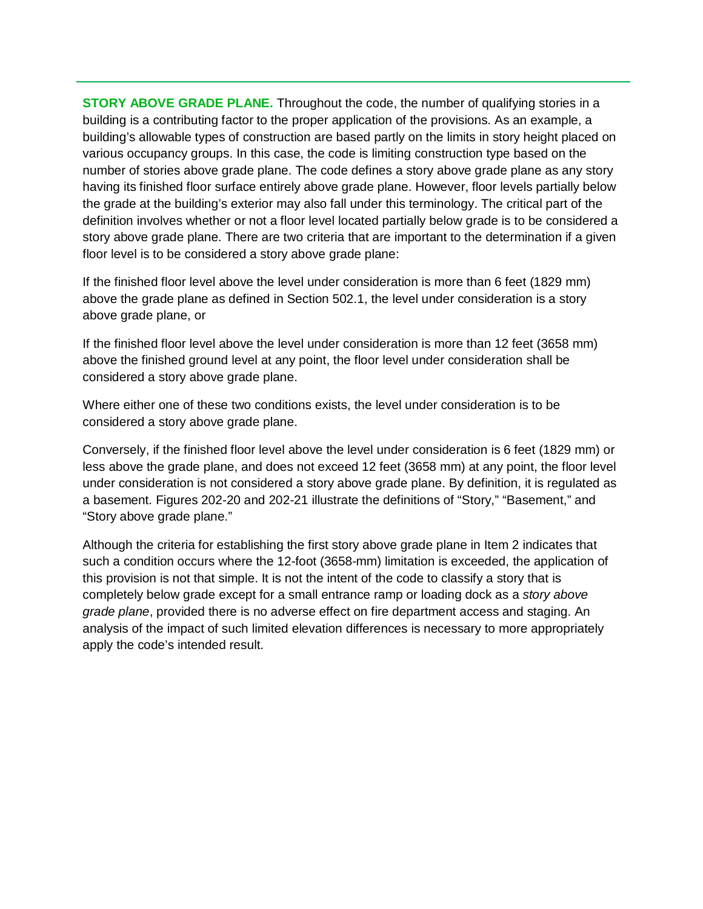**STORY ABOVE GRADE PLANE.** Throughout the code, the number of qualifying stories in a building is a contributing factor to the proper application of the provisions. As an example, a building's allowable types of construction are based partly on the limits in story height placed on various occupancy groups. In this case, the code is limiting construction type based on the number of stories above grade plane. The code defines a story above grade plane as any story having its finished floor surface entirely above grade plane. However, floor levels partially below the grade at the building's exterior may also fall under this terminology. The critical part of the definition involves whether or not a floor level located partially below grade is to be considered a story above grade plane. There are two criteria that are important to the determination if a given floor level is to be considered a story above grade plane:

If the finished floor level above the level under consideration is more than 6 feet (1829 mm) above the grade plane as defined in Section 502.1, the level under consideration is a story above grade plane, or

If the finished floor level above the level under consideration is more than 12 feet (3658 mm) above the finished ground level at any point, the floor level under consideration shall be considered a story above grade plane.

Where either one of these two conditions exists, the level under consideration is to be considered a story above grade plane.

Conversely, if the finished floor level above the level under consideration is 6 feet (1829 mm) or less above the grade plane, and does not exceed 12 feet (3658 mm) at any point, the floor level under consideration is not considered a story above grade plane. By definition, it is regulated as a basement. Figures 202-20 and 202-21 illustrate the definitions of "Story," "Basement," and "Story above grade plane."

Although the criteria for establishing the first story above grade plane in Item 2 indicates that such a condition occurs where the 12-foot (3658-mm) limitation is exceeded, the application of this provision is not that simple. It is not the intent of the code to classify a story that is completely below grade except for a small entrance ramp or loading dock as a *story above grade plane*, provided there is no adverse effect on fire department access and staging. An analysis of the impact of such limited elevation differences is necessary to more appropriately apply the code's intended result.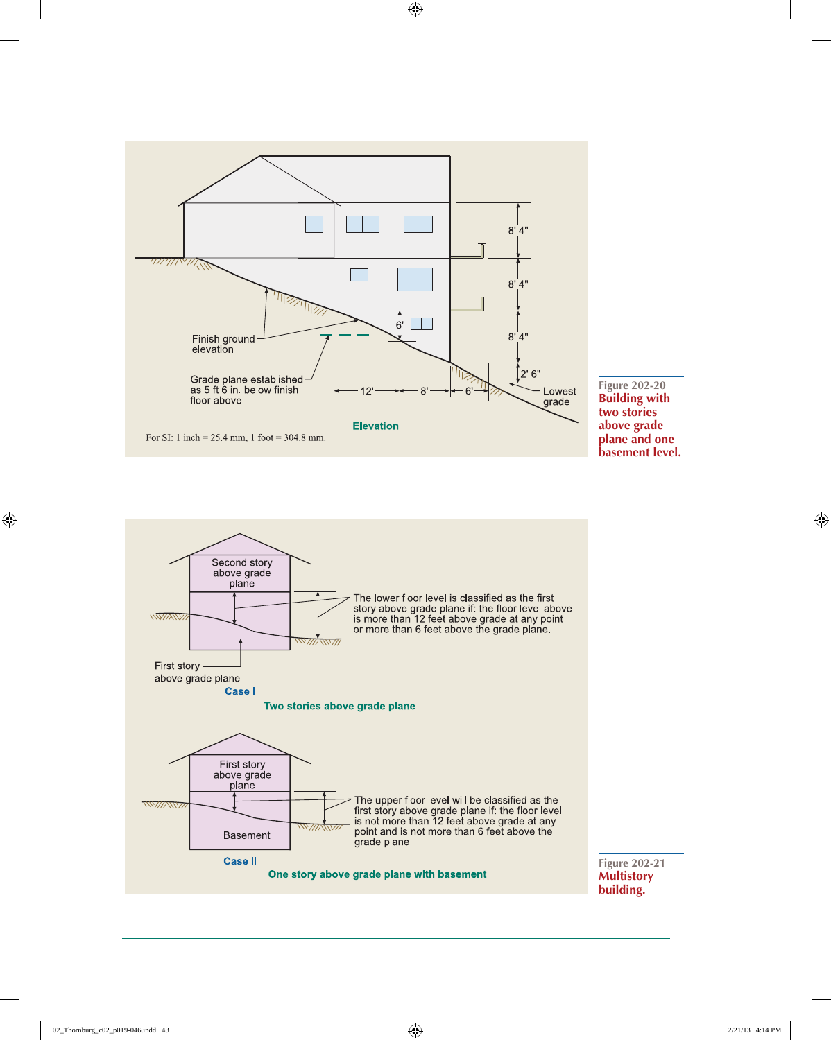Finish ground elevation

Grade plane established as 5 ft 6 in. below finish floor above

8' 4"

8' 4"

8' 4"

6'

2' 6"

12'

8'

6'

Lowest grade

Elevation

For SI: 1 inch = 25.4 mm, 1 foot = 304.8 mm.

**Figure 202-20**
**Building with two stories above grade plane and one basement level.**

Second story above grade plane

The lower floor level is classified as the first story above grade plane if: the floor level above is more than 12 feet above grade at any point or more than 6 feet above the grade plane.

First story above grade plane

Case I

Two stories above grade plane

First story above grade plane

Basement

The upper floor level will be classified as the first story above grade plane if: the floor level is not more than 12 feet above grade at any point and is not more than 6 feet above the grade plane.

Case II

One story above grade plane with basement

**Figure 202-21**
**Multistory building.**